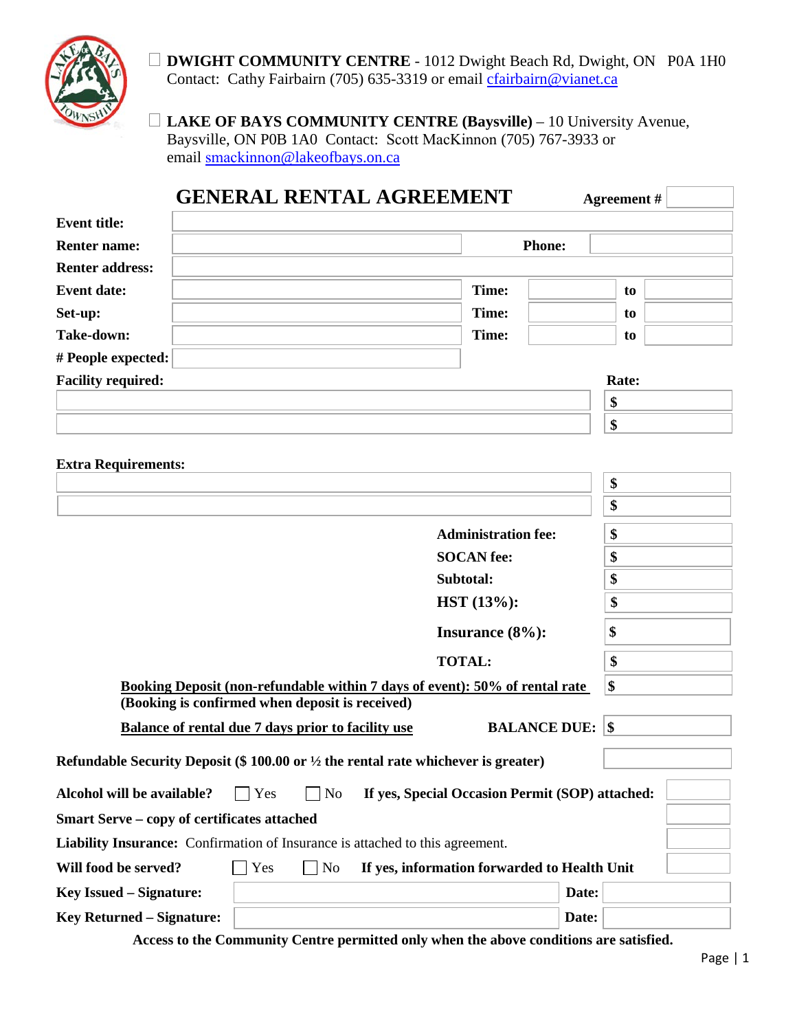☐ **DWIGHT COMMUNITY CENTRE** - 1012 Dwight Beach Rd, Dwight, ON P0A 1H0
Contact: Cathy Fairbairn (705) 635-3319 or email cfairbairn@vianet.ca

☐ **LAKE OF BAYS COMMUNITY CENTRE (Baysville)** – 10 University Avenue, Baysville, ON P0B 1A0 Contact: Scott MacKinnon (705) 767-3933 or email smackinnon@lakeofbays.on.ca

# GENERAL RENTAL AGREEMENT

**Agreement #** ______

| | | | | | |
|---|---|---|---|---|---|
| **Event title:** | | | | | |
| **Renter name:** | | **Phone:** | | | |
| **Renter address:** | | | | | |
| **Event date:** | | **Time:** | | **to** | |
| **Set-up:** | | **Time:** | | **to** | |
| **Take-down:** | | **Time:** | | **to** | |
| **# People expected:** | | | | | |

| **Facility required:** | **Rate:** |
|---|---|
| | $ |
| | $ |

| **Extra Requirements:** | |
|---|---|
| | $ |
| | $ |

| | |
|---|---|
| **Administration fee:** | $ |
| **SOCAN fee:** | $ |
| **Subtotal:** | $ |
| **HST (13%):** | $ |
| **Insurance (8%):** | $ |
| **TOTAL:** | $ |

**Booking Deposit (non-refundable within 7 days of event): 50% of rental rate** $
**(Booking is confirmed when deposit is received)**

**Balance of rental due 7 days prior to facility use** **BALANCE DUE:** $

**Refundable Security Deposit ($ 100.00 or ½ the rental rate whichever is greater)** ______

**Alcohol will be available?** ☐ Yes ☐ No **If yes, Special Occasion Permit (SOP) attached:** ______

**Smart Serve – copy of certificates attached** ______

**Liability Insurance:** Confirmation of Insurance is attached to this agreement. ______

**Will food be served?** ☐ Yes ☐ No **If yes, information forwarded to Health Unit** ______

**Key Issued – Signature:** ______ **Date:** ______

**Key Returned – Signature:** ______ **Date:** ______

**Access to the Community Centre permitted only when the above conditions are satisfied.**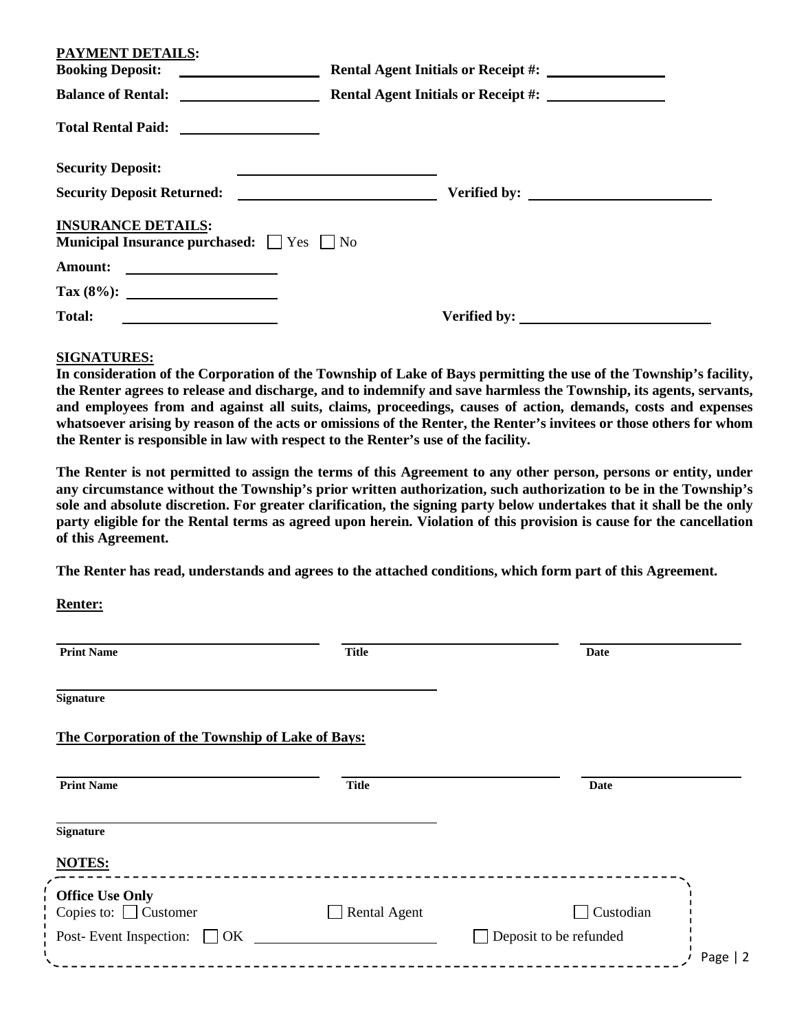**PAYMENT DETAILS:**

**Booking Deposit:** ____________________ **Rental Agent Initials or Receipt #:** ________________

**Balance of Rental:** ____________________ **Rental Agent Initials or Receipt #:** ________________

**Total Rental Paid:** ____________________

**Security Deposit:** ____________________________

**Security Deposit Returned:** ____________________________ **Verified by:** __________________________

**INSURANCE DETAILS:**

**Municipal Insurance purchased:** ☐ Yes ☐ No

**Amount:** _____________________

**Tax (8%):** _____________________

**Total:** _____________________ **Verified by:** ___________________________

**SIGNATURES:**

**In consideration of the Corporation of the Township of Lake of Bays permitting the use of the Township's facility, the Renter agrees to release and discharge, and to indemnify and save harmless the Township, its agents, servants, and employees from and against all suits, claims, proceedings, causes of action, demands, costs and expenses whatsoever arising by reason of the acts or omissions of the Renter, the Renter's invitees or those others for whom the Renter is responsible in law with respect to the Renter's use of the facility.**

**The Renter is not permitted to assign the terms of this Agreement to any other person, persons or entity, under any circumstance without the Township's prior written authorization, such authorization to be in the Township's sole and absolute discretion. For greater clarification, the signing party below undertakes that it shall be the only party eligible for the Rental terms as agreed upon herein. Violation of this provision is cause for the cancellation of this Agreement.**

**The Renter has read, understands and agrees to the attached conditions, which form part of this Agreement.**

**Renter:**

| **Print Name** | **Title** | **Date** |
|---|---|---|
| | | |

**Signature** ______________________________

**The Corporation of the Township of Lake of Bays:**

| **Print Name** | **Title** | **Date** |
|---|---|---|
| | | |

**Signature** ______________________________

**NOTES:**

**Office Use Only**

Copies to: ☐ Customer ☐ Rental Agent ☐ Custodian

Post- Event Inspection: ☐ OK ____________________ ☐ Deposit to be refunded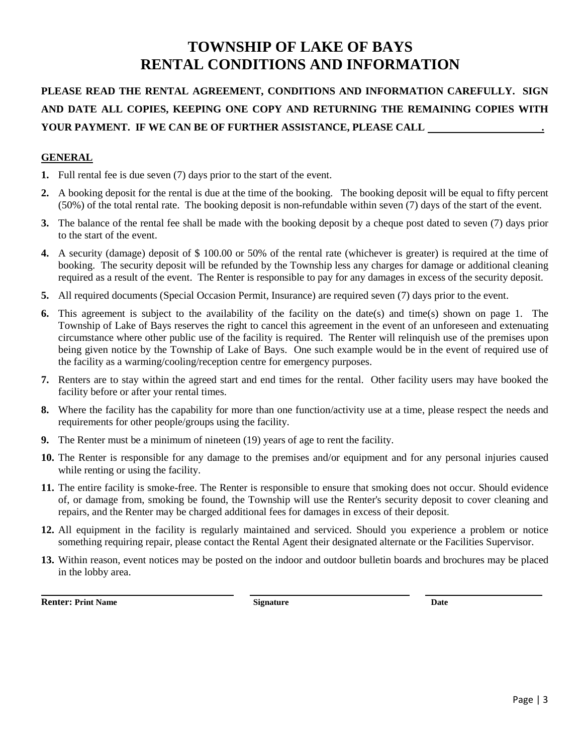# TOWNSHIP OF LAKE OF BAYS
# RENTAL CONDITIONS AND INFORMATION

**PLEASE READ THE RENTAL AGREEMENT, CONDITIONS AND INFORMATION CAREFULLY. SIGN AND DATE ALL COPIES, KEEPING ONE COPY AND RETURNING THE REMAINING COPIES WITH YOUR PAYMENT. IF WE CAN BE OF FURTHER ASSISTANCE, PLEASE CALL _____________________.**

## GENERAL

1. Full rental fee is due seven (7) days prior to the start of the event.
2. A booking deposit for the rental is due at the time of the booking. The booking deposit will be equal to fifty percent (50%) of the total rental rate. The booking deposit is non-refundable within seven (7) days of the start of the event.
3. The balance of the rental fee shall be made with the booking deposit by a cheque post dated to seven (7) days prior to the start of the event.
4. A security (damage) deposit of $ 100.00 or 50% of the rental rate (whichever is greater) is required at the time of booking. The security deposit will be refunded by the Township less any charges for damage or additional cleaning required as a result of the event. The Renter is responsible to pay for any damages in excess of the security deposit.
5. All required documents (Special Occasion Permit, Insurance) are required seven (7) days prior to the event.
6. This agreement is subject to the availability of the facility on the date(s) and time(s) shown on page 1. The Township of Lake of Bays reserves the right to cancel this agreement in the event of an unforeseen and extenuating circumstance where other public use of the facility is required. The Renter will relinquish use of the premises upon being given notice by the Township of Lake of Bays. One such example would be in the event of required use of the facility as a warming/cooling/reception centre for emergency purposes.
7. Renters are to stay within the agreed start and end times for the rental. Other facility users may have booked the facility before or after your rental times.
8. Where the facility has the capability for more than one function/activity use at a time, please respect the needs and requirements for other people/groups using the facility.
9. The Renter must be a minimum of nineteen (19) years of age to rent the facility.
10. The Renter is responsible for any damage to the premises and/or equipment and for any personal injuries caused while renting or using the facility.
11. The entire facility is smoke-free. The Renter is responsible to ensure that smoking does not occur. Should evidence of, or damage from, smoking be found, the Township will use the Renter's security deposit to cover cleaning and repairs, and the Renter may be charged additional fees for damages in excess of their deposit.
12. All equipment in the facility is regularly maintained and serviced. Should you experience a problem or notice something requiring repair, please contact the Rental Agent their designated alternate or the Facilities Supervisor.
13. Within reason, event notices may be posted on the indoor and outdoor bulletin boards and brochures may be placed in the lobby area.

| **Renter: Print Name** | **Signature** | **Date** |
|---|---|---|
| | | |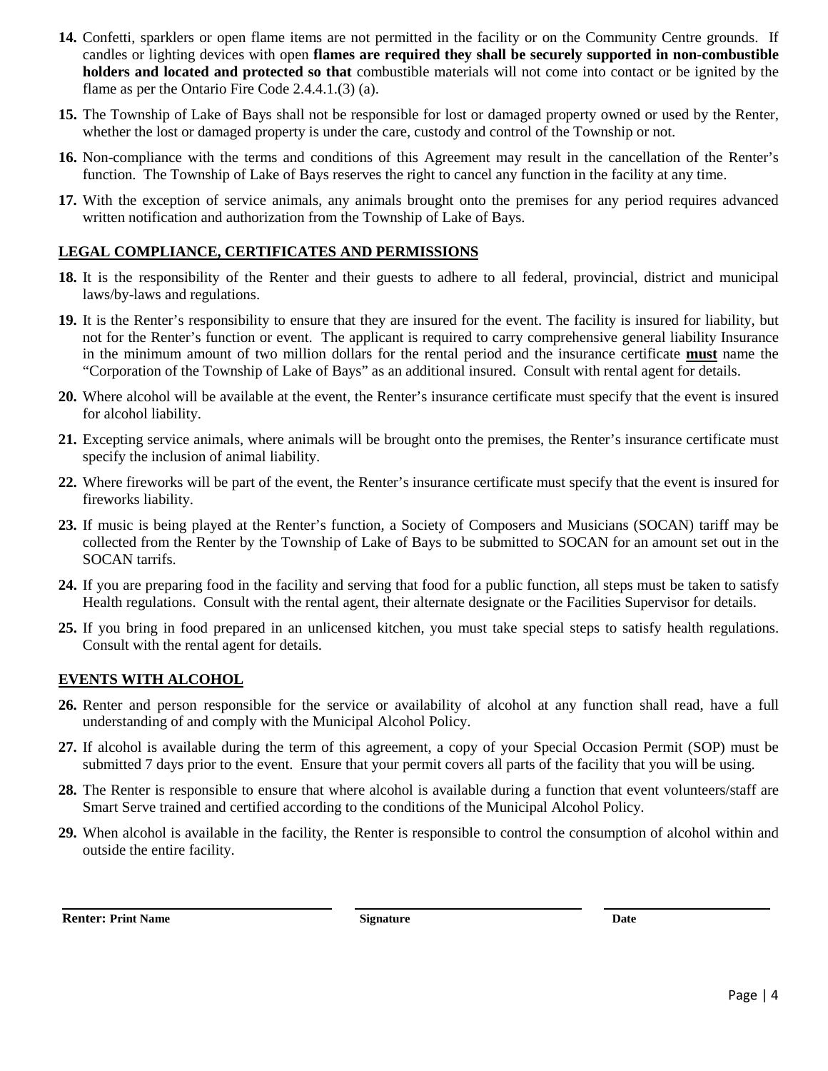**14.** Confetti, sparklers or open flame items are not permitted in the facility or on the Community Centre grounds. If candles or lighting devices with open **flames are required they shall be securely supported in non-combustible holders and located and protected so that** combustible materials will not come into contact or be ignited by the flame as per the Ontario Fire Code 2.4.4.1.(3) (a).

**15.** The Township of Lake of Bays shall not be responsible for lost or damaged property owned or used by the Renter, whether the lost or damaged property is under the care, custody and control of the Township or not.

**16.** Non-compliance with the terms and conditions of this Agreement may result in the cancellation of the Renter's function. The Township of Lake of Bays reserves the right to cancel any function in the facility at any time.

**17.** With the exception of service animals, any animals brought onto the premises for any period requires advanced written notification and authorization from the Township of Lake of Bays.

## LEGAL COMPLIANCE, CERTIFICATES AND PERMISSIONS

**18.** It is the responsibility of the Renter and their guests to adhere to all federal, provincial, district and municipal laws/by-laws and regulations.

**19.** It is the Renter's responsibility to ensure that they are insured for the event. The facility is insured for liability, but not for the Renter's function or event. The applicant is required to carry comprehensive general liability Insurance in the minimum amount of two million dollars for the rental period and the insurance certificate **must** name the "Corporation of the Township of Lake of Bays" as an additional insured. Consult with rental agent for details.

**20.** Where alcohol will be available at the event, the Renter's insurance certificate must specify that the event is insured for alcohol liability.

**21.** Excepting service animals, where animals will be brought onto the premises, the Renter's insurance certificate must specify the inclusion of animal liability.

**22.** Where fireworks will be part of the event, the Renter's insurance certificate must specify that the event is insured for fireworks liability.

**23.** If music is being played at the Renter's function, a Society of Composers and Musicians (SOCAN) tariff may be collected from the Renter by the Township of Lake of Bays to be submitted to SOCAN for an amount set out in the SOCAN tarrifs.

**24.** If you are preparing food in the facility and serving that food for a public function, all steps must be taken to satisfy Health regulations. Consult with the rental agent, their alternate designate or the Facilities Supervisor for details.

**25.** If you bring in food prepared in an unlicensed kitchen, you must take special steps to satisfy health regulations. Consult with the rental agent for details.

## EVENTS WITH ALCOHOL

**26.** Renter and person responsible for the service or availability of alcohol at any function shall read, have a full understanding of and comply with the Municipal Alcohol Policy.

**27.** If alcohol is available during the term of this agreement, a copy of your Special Occasion Permit (SOP) must be submitted 7 days prior to the event. Ensure that your permit covers all parts of the facility that you will be using.

**28.** The Renter is responsible to ensure that where alcohol is available during a function that event volunteers/staff are Smart Serve trained and certified according to the conditions of the Municipal Alcohol Policy.

**29.** When alcohol is available in the facility, the Renter is responsible to control the consumption of alcohol within and outside the entire facility.

| **Renter: Print Name** | **Signature** | **Date** |
|---|---|---|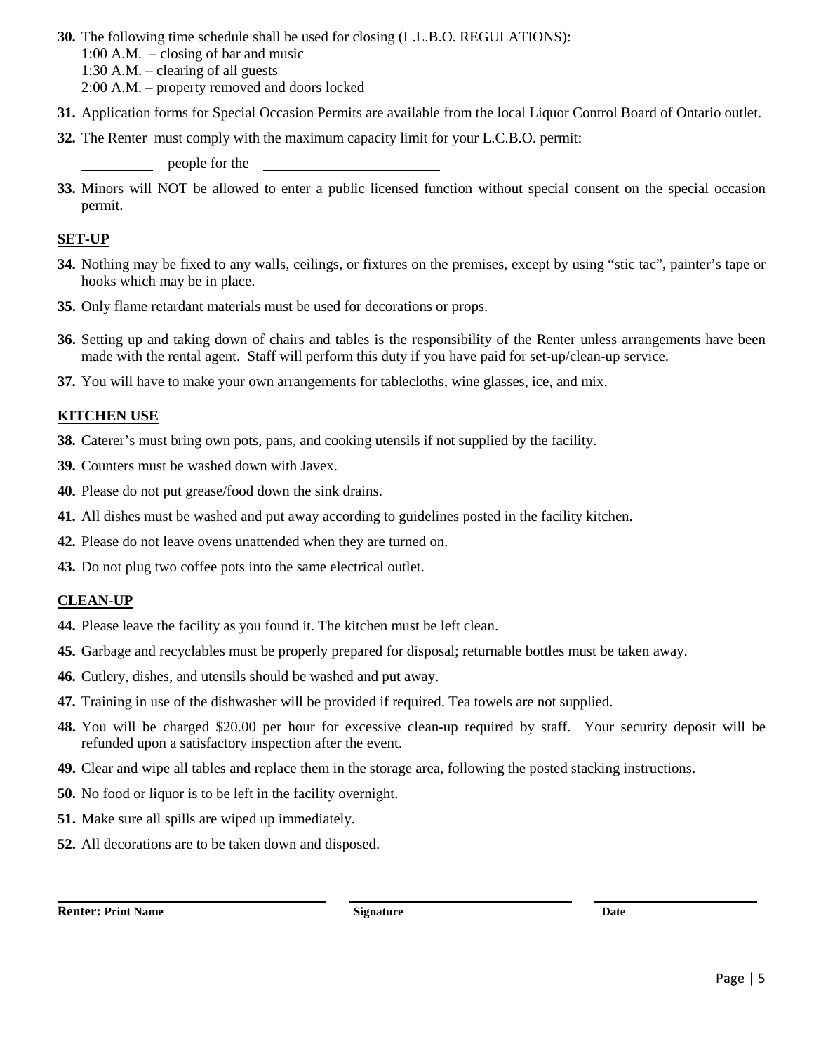**30.** The following time schedule shall be used for closing (L.L.B.O. REGULATIONS):
1:00 A.M. – closing of bar and music
1:30 A.M. – clearing of all guests
2:00 A.M. – property removed and doors locked

**31.** Application forms for Special Occasion Permits are available from the local Liquor Control Board of Ontario outlet.

**32.** The Renter must comply with the maximum capacity limit for your L.C.B.O. permit:

__________ people for the _________________________

**33.** Minors will NOT be allowed to enter a public licensed function without special consent on the special occasion permit.

## SET-UP

**34.** Nothing may be fixed to any walls, ceilings, or fixtures on the premises, except by using "stic tac", painter's tape or hooks which may be in place.

**35.** Only flame retardant materials must be used for decorations or props.

**36.** Setting up and taking down of chairs and tables is the responsibility of the Renter unless arrangements have been made with the rental agent. Staff will perform this duty if you have paid for set-up/clean-up service.

**37.** You will have to make your own arrangements for tablecloths, wine glasses, ice, and mix.

## KITCHEN USE

**38.** Caterer's must bring own pots, pans, and cooking utensils if not supplied by the facility.

**39.** Counters must be washed down with Javex.

**40.** Please do not put grease/food down the sink drains.

**41.** All dishes must be washed and put away according to guidelines posted in the facility kitchen.

**42.** Please do not leave ovens unattended when they are turned on.

**43.** Do not plug two coffee pots into the same electrical outlet.

## CLEAN-UP

**44.** Please leave the facility as you found it. The kitchen must be left clean.

**45.** Garbage and recyclables must be properly prepared for disposal; returnable bottles must be taken away.

**46.** Cutlery, dishes, and utensils should be washed and put away.

**47.** Training in use of the dishwasher will be provided if required. Tea towels are not supplied.

**48.** You will be charged $20.00 per hour for excessive clean-up required by staff. Your security deposit will be refunded upon a satisfactory inspection after the event.

**49.** Clear and wipe all tables and replace them in the storage area, following the posted stacking instructions.

**50.** No food or liquor is to be left in the facility overnight.

**51.** Make sure all spills are wiped up immediately.

**52.** All decorations are to be taken down and disposed.

_________________________ _________________________ _________________________

**Renter: Print Name** **Signature** **Date**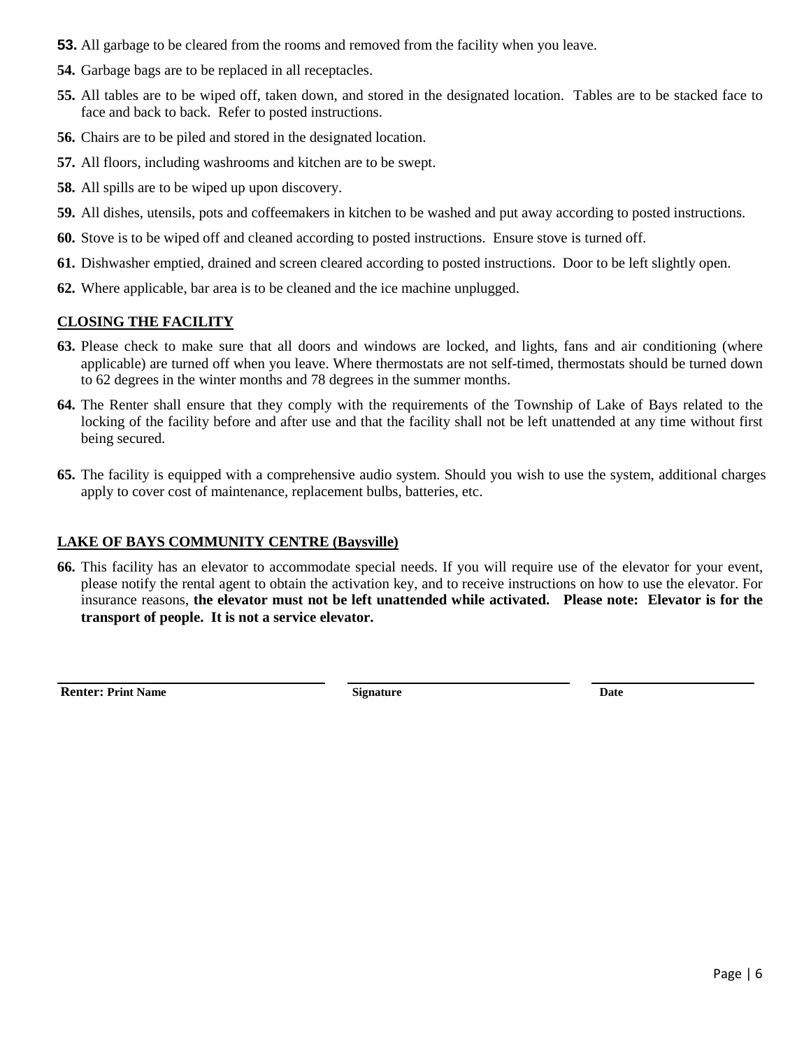**53.** All garbage to be cleared from the rooms and removed from the facility when you leave.

**54.** Garbage bags are to be replaced in all receptacles.

**55.** All tables are to be wiped off, taken down, and stored in the designated location. Tables are to be stacked face to face and back to back. Refer to posted instructions.

**56.** Chairs are to be piled and stored in the designated location.

**57.** All floors, including washrooms and kitchen are to be swept.

**58.** All spills are to be wiped up upon discovery.

**59.** All dishes, utensils, pots and coffeemakers in kitchen to be washed and put away according to posted instructions.

**60.** Stove is to be wiped off and cleaned according to posted instructions. Ensure stove is turned off.

**61.** Dishwasher emptied, drained and screen cleared according to posted instructions. Door to be left slightly open.

**62.** Where applicable, bar area is to be cleaned and the ice machine unplugged.

## CLOSING THE FACILITY

**63.** Please check to make sure that all doors and windows are locked, and lights, fans and air conditioning (where applicable) are turned off when you leave. Where thermostats are not self-timed, thermostats should be turned down to 62 degrees in the winter months and 78 degrees in the summer months.

**64.** The Renter shall ensure that they comply with the requirements of the Township of Lake of Bays related to the locking of the facility before and after use and that the facility shall not be left unattended at any time without first being secured.

**65.** The facility is equipped with a comprehensive audio system. Should you wish to use the system, additional charges apply to cover cost of maintenance, replacement bulbs, batteries, etc.

## LAKE OF BAYS COMMUNITY CENTRE (Baysville)

**66.** This facility has an elevator to accommodate special needs. If you will require use of the elevator for your event, please notify the rental agent to obtain the activation key, and to receive instructions on how to use the elevator. For insurance reasons, **the elevator must not be left unattended while activated. Please note: Elevator is for the transport of people. It is not a service elevator.**

\_\_\_\_\_\_\_\_\_\_\_\_\_\_\_\_\_\_\_\_\_\_\_\_\_\_\_\_\_\_ \_\_\_\_\_\_\_\_\_\_\_\_\_\_\_\_\_\_\_\_\_\_\_\_\_\_\_\_\_\_ \_\_\_\_\_\_\_\_\_\_\_\_\_\_\_\_\_\_\_\_

**Renter: Print Name** **Signature** **Date**